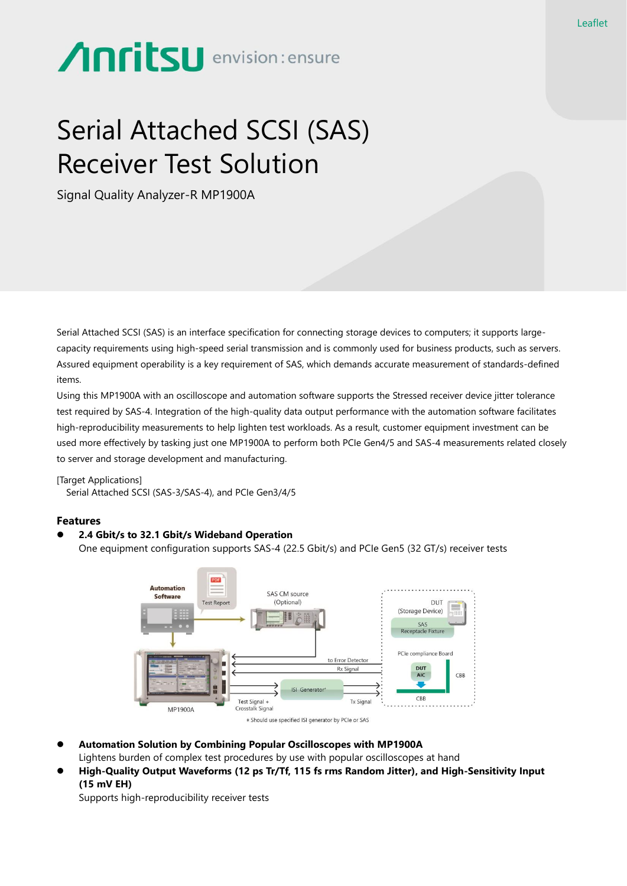Leaflet

# Serial Attached SCSI (SAS) Receiver Test Solution

Signal Quality Analyzer-R MP1900A

Serial Attached SCSI (SAS) is an interface specification for connecting storage devices to computers; it supports large-capacity requirements using high-speed serial transmission and is commonly used for business products, such as servers. Assured equipment operability is a key requirement of SAS, which demands accurate measurement of standards-defined items.

Using this MP1900A with an oscilloscope and automation software supports the Stressed receiver device jitter tolerance test required by SAS-4. Integration of the high-quality data output performance with the automation software facilitates high-reproducibility measurements to help lighten test workloads. As a result, customer equipment investment can be used more effectively by tasking just one MP1900A to perform both PCIe Gen4/5 and SAS-4 measurements related closely to server and storage development and manufacturing.

[Target Applications]
Serial Attached SCSI (SAS-3/SAS-4), and PCIe Gen3/4/5

## Features

- **2.4 Gbit/s to 32.1 Gbit/s Wideband Operation**
  One equipment configuration supports SAS-4 (22.5 Gbit/s) and PCIe Gen5 (32 GT/s) receiver tests

Automation Software | Test Report | SAS CM source (Optional) | DUT (Storage Device) | SAS Receptacle Fixture | PCIe compliance Board | DUT AIC | CBB | CBB | to Error Detector | Rx Signal | ISI Generator* | Test Signal + Crosstalk Signal | Tx Signal | MP1900A

* Should use specified ISI generator by PCIe or SAS

- **Automation Solution by Combining Popular Oscilloscopes with MP1900A**
  Lightens burden of complex test procedures by use with popular oscilloscopes at hand
- **High-Quality Output Waveforms (12 ps Tr/Tf, 115 fs rms Random Jitter), and High-Sensitivity Input (15 mV EH)**
  Supports high-reproducibility receiver tests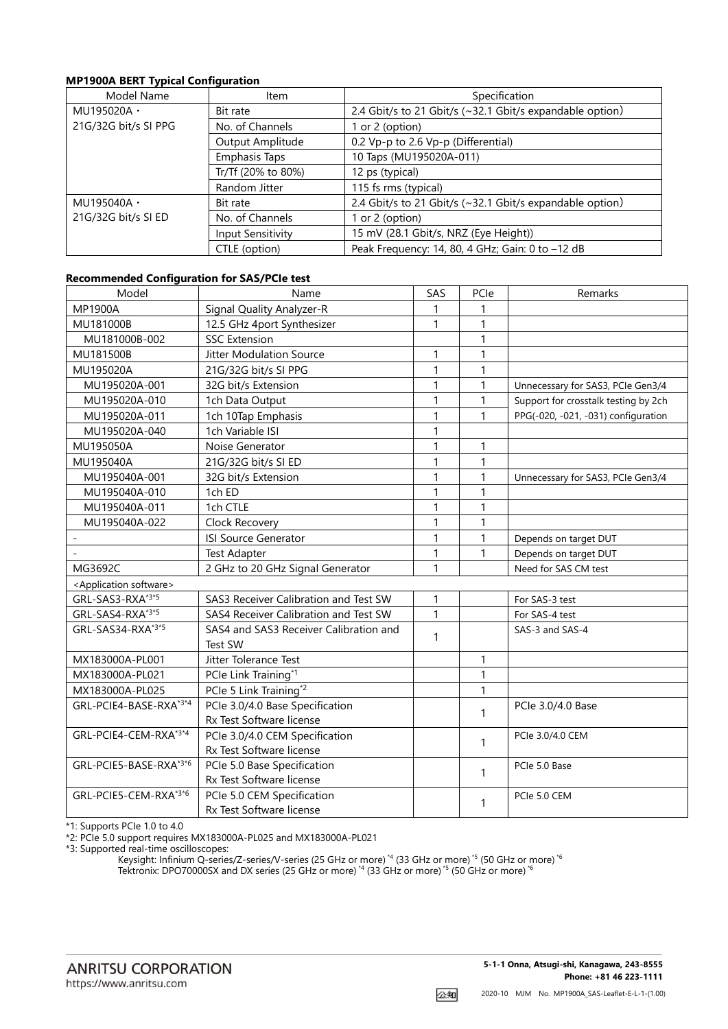**MP1900A BERT Typical Configuration**

| Model Name | Item | Specification |
|---|---|---|
| MU195020A・21G/32G bit/s SI PPG | Bit rate | 2.4 Gbit/s to 21 Gbit/s (~32.1 Gbit/s expandable option) |
| | No. of Channels | 1 or 2 (option) |
| | Output Amplitude | 0.2 Vp-p to 2.6 Vp-p (Differential) |
| | Emphasis Taps | 10 Taps (MU195020A-011) |
| | Tr/Tf (20% to 80%) | 12 ps (typical) |
| | Random Jitter | 115 fs rms (typical) |
| MU195040A・21G/32G bit/s SI ED | Bit rate | 2.4 Gbit/s to 21 Gbit/s (~32.1 Gbit/s expandable option) |
| | No. of Channels | 1 or 2 (option) |
| | Input Sensitivity | 15 mV (28.1 Gbit/s, NRZ (Eye Height)) |
| | CTLE (option) | Peak Frequency: 14, 80, 4 GHz; Gain: 0 to −12 dB |

**Recommended Configuration for SAS/PCIe test**

| Model | Name | SAS | PCIe | Remarks |
|---|---|---|---|---|
| MP1900A | Signal Quality Analyzer-R | 1 | 1 | |
| MU181000B | 12.5 GHz 4port Synthesizer | 1 | 1 | |
| MU181000B-002 | SSC Extension | | 1 | |
| MU181500B | Jitter Modulation Source | 1 | 1 | |
| MU195020A | 21G/32G bit/s SI PPG | 1 | 1 | |
| MU195020A-001 | 32G bit/s Extension | 1 | 1 | Unnecessary for SAS3, PCIe Gen3/4 |
| MU195020A-010 | 1ch Data Output | 1 | 1 | Support for crosstalk testing by 2ch PPG(-020, -021, -031) configuration |
| MU195020A-011 | 1ch 10Tap Emphasis | 1 | 1 | |
| MU195020A-040 | 1ch Variable ISI | 1 | | |
| MU195050A | Noise Generator | 1 | 1 | |
| MU195040A | 21G/32G bit/s SI ED | 1 | 1 | |
| MU195040A-001 | 32G bit/s Extension | 1 | 1 | Unnecessary for SAS3, PCIe Gen3/4 |
| MU195040A-010 | 1ch ED | 1 | 1 | |
| MU195040A-011 | 1ch CTLE | 1 | 1 | |
| MU195040A-022 | Clock Recovery | 1 | 1 | |
| - | ISI Source Generator | 1 | 1 | Depends on target DUT |
| - | Test Adapter | 1 | 1 | Depends on target DUT |
| MG3692C | 2 GHz to 20 GHz Signal Generator | 1 | | Need for SAS CM test |
| <Application software> | | | | |
| GRL-SAS3-RXA[*3*5] | SAS3 Receiver Calibration and Test SW | 1 | | For SAS-3 test |
| GRL-SAS4-RXA[*3*5] | SAS4 Receiver Calibration and Test SW | 1 | | For SAS-4 test |
| GRL-SAS34-RXA[*3*5] | SAS4 and SAS3 Receiver Calibration and Test SW | 1 | | SAS-3 and SAS-4 |
| MX183000A-PL001 | Jitter Tolerance Test | | 1 | |
| MX183000A-PL021 | PCIe Link Training[*1] | | 1 | |
| MX183000A-PL025 | PCIe 5 Link Training[*2] | | 1 | |
| GRL-PCIE4-BASE-RXA[*3*4] | PCIe 3.0/4.0 Base Specification Rx Test Software license | | 1 | PCIe 3.0/4.0 Base |
| GRL-PCIE4-CEM-RXA[*3*4] | PCIe 3.0/4.0 CEM Specification Rx Test Software license | | 1 | PCIe 3.0/4.0 CEM |
| GRL-PCIE5-BASE-RXA[*3*6] | PCIe 5.0 Base Specification Rx Test Software license | | 1 | PCIe 5.0 Base |
| GRL-PCIE5-CEM-RXA[*3*6] | PCIe 5.0 CEM Specification Rx Test Software license | | 1 | PCIe 5.0 CEM |

*1: Supports PCIe 1.0 to 4.0

*2: PCIe 5.0 support requires MX183000A-PL025 and MX183000A-PL021

*3: Supported real-time oscilloscopes:

Keysight: Infinium Q-series/Z-series/V-series (25 GHz or more)[*4] (33 GHz or more)[*5] (50 GHz or more)[*6]

Tektronix: DPO70000SX and DX series (25 GHz or more)[*4] (33 GHz or more)[*5] (50 GHz or more)[*6]

**ANRITSU CORPORATION**

https://www.anritsu.com

**5-1-1 Onna, Atsugi-shi, Kanagawa, 243-8555**

**Phone: +81 46 223-1111**

公知

2020-10 MJM No. MP1900A_SAS-Leaflet-E-L-1-(1.00)